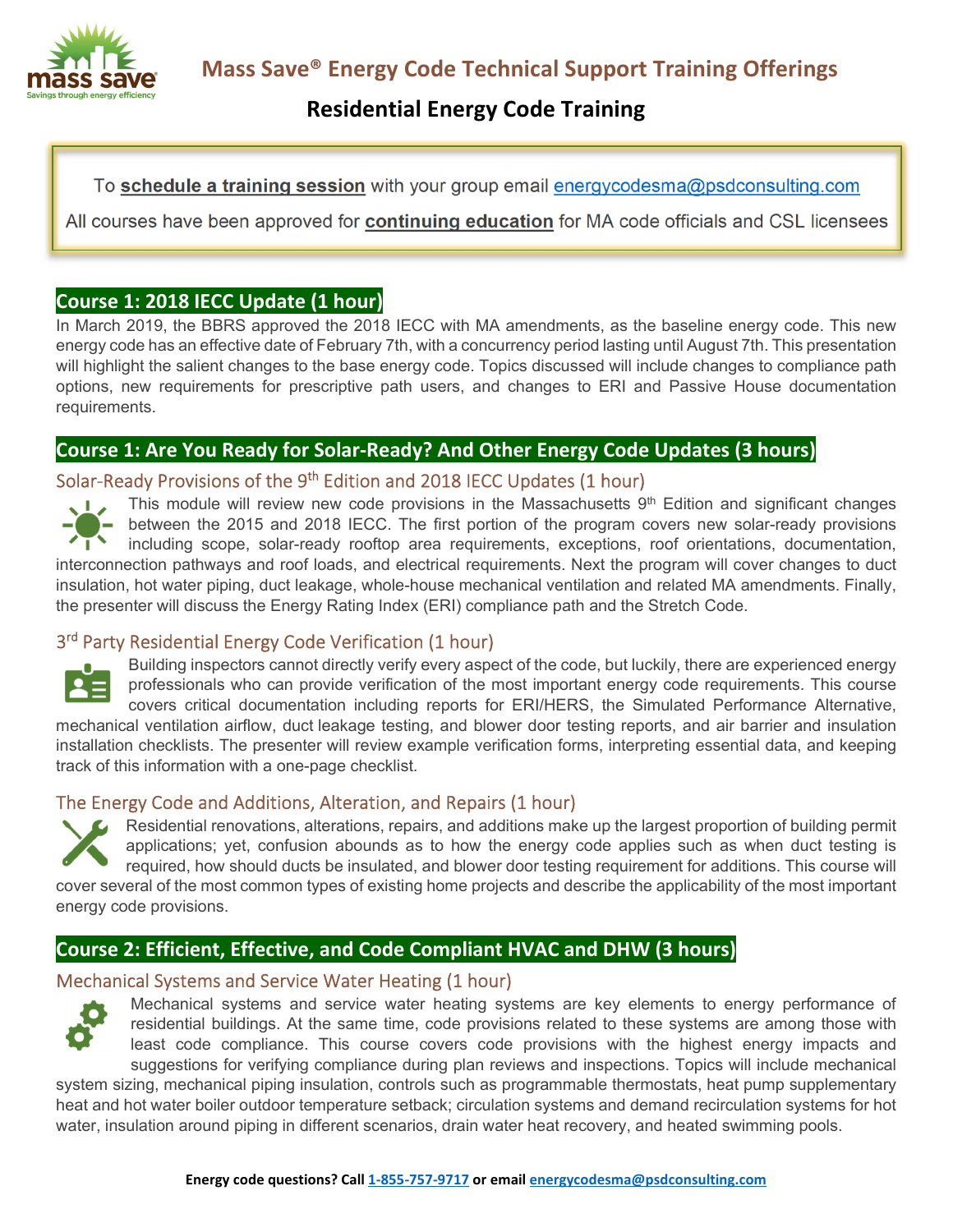# Mass Save® Energy Code Technical Support Training Offerings

## Residential Energy Code Training

To **schedule a training session** with your group email energycodesma@psdconsulting.com

All courses have been approved for **continuing education** for MA code officials and CSL licensees

## Course 1: 2018 IECC Update (1 hour)

In March 2019, the BBRS approved the 2018 IECC with MA amendments, as the baseline energy code. This new energy code has an effective date of February 7th, with a concurrency period lasting until August 7th. This presentation will highlight the salient changes to the base energy code. Topics discussed will include changes to compliance path options, new requirements for prescriptive path users, and changes to ERI and Passive House documentation requirements.

## Course 1: Are You Ready for Solar-Ready? And Other Energy Code Updates (3 hours)

### Solar-Ready Provisions of the 9th Edition and 2018 IECC Updates (1 hour)

This module will review new code provisions in the Massachusetts 9th Edition and significant changes between the 2015 and 2018 IECC. The first portion of the program covers new solar-ready provisions including scope, solar-ready rooftop area requirements, exceptions, roof orientations, documentation, interconnection pathways and roof loads, and electrical requirements. Next the program will cover changes to duct insulation, hot water piping, duct leakage, whole-house mechanical ventilation and related MA amendments. Finally, the presenter will discuss the Energy Rating Index (ERI) compliance path and the Stretch Code.

### 3rd Party Residential Energy Code Verification (1 hour)

Building inspectors cannot directly verify every aspect of the code, but luckily, there are experienced energy professionals who can provide verification of the most important energy code requirements. This course covers critical documentation including reports for ERI/HERS, the Simulated Performance Alternative, mechanical ventilation airflow, duct leakage testing, and blower door testing reports, and air barrier and insulation installation checklists. The presenter will review example verification forms, interpreting essential data, and keeping track of this information with a one-page checklist.

### The Energy Code and Additions, Alteration, and Repairs (1 hour)

Residential renovations, alterations, repairs, and additions make up the largest proportion of building permit applications; yet, confusion abounds as to how the energy code applies such as when duct testing is required, how should ducts be insulated, and blower door testing requirement for additions. This course will cover several of the most common types of existing home projects and describe the applicability of the most important energy code provisions.

## Course 2: Efficient, Effective, and Code Compliant HVAC and DHW (3 hours)

### Mechanical Systems and Service Water Heating (1 hour)

Mechanical systems and service water heating systems are key elements to energy performance of residential buildings. At the same time, code provisions related to these systems are among those with least code compliance. This course covers code provisions with the highest energy impacts and suggestions for verifying compliance during plan reviews and inspections. Topics will include mechanical system sizing, mechanical piping insulation, controls such as programmable thermostats, heat pump supplementary heat and hot water boiler outdoor temperature setback; circulation systems and demand recirculation systems for hot water, insulation around piping in different scenarios, drain water heat recovery, and heated swimming pools.

**Energy code questions? Call 1-855-757-9717 or email energycodesma@psdconsulting.com**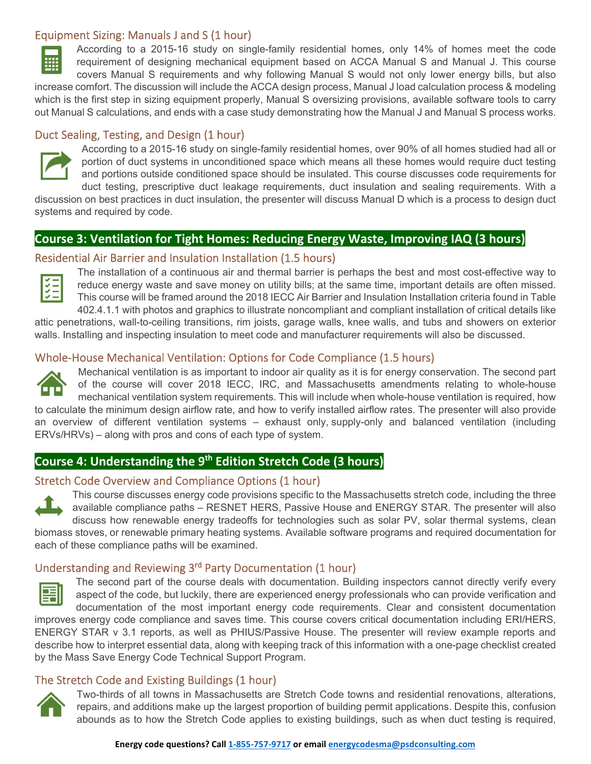### Equipment Sizing: Manuals J and S (1 hour)

According to a 2015-16 study on single-family residential homes, only 14% of homes meet the code requirement of designing mechanical equipment based on ACCA Manual S and Manual J. This course covers Manual S requirements and why following Manual S would not only lower energy bills, but also increase comfort. The discussion will include the ACCA design process, Manual J load calculation process & modeling which is the first step in sizing equipment properly, Manual S oversizing provisions, available software tools to carry out Manual S calculations, and ends with a case study demonstrating how the Manual J and Manual S process works.

### Duct Sealing, Testing, and Design (1 hour)

According to a 2015-16 study on single-family residential homes, over 90% of all homes studied had all or portion of duct systems in unconditioned space which means all these homes would require duct testing and portions outside conditioned space should be insulated. This course discusses code requirements for duct testing, prescriptive duct leakage requirements, duct insulation and sealing requirements. With a discussion on best practices in duct insulation, the presenter will discuss Manual D which is a process to design duct systems and required by code.

## Course 3: Ventilation for Tight Homes: Reducing Energy Waste, Improving IAQ (3 hours)

### Residential Air Barrier and Insulation Installation (1.5 hours)

The installation of a continuous air and thermal barrier is perhaps the best and most cost-effective way to reduce energy waste and save money on utility bills; at the same time, important details are often missed. This course will be framed around the 2018 IECC Air Barrier and Insulation Installation criteria found in Table 402.4.1.1 with photos and graphics to illustrate noncompliant and compliant installation of critical details like attic penetrations, wall-to-ceiling transitions, rim joists, garage walls, knee walls, and tubs and showers on exterior walls. Installing and inspecting insulation to meet code and manufacturer requirements will also be discussed.

### Whole-House Mechanical Ventilation: Options for Code Compliance (1.5 hours)

Mechanical ventilation is as important to indoor air quality as it is for energy conservation. The second part of the course will cover 2018 IECC, IRC, and Massachusetts amendments relating to whole-house mechanical ventilation system requirements. This will include when whole-house ventilation is required, how to calculate the minimum design airflow rate, and how to verify installed airflow rates. The presenter will also provide an overview of different ventilation systems – exhaust only, supply-only and balanced ventilation (including ERVs/HRVs) – along with pros and cons of each type of system.

## Course 4: Understanding the 9th Edition Stretch Code (3 hours)

### Stretch Code Overview and Compliance Options (1 hour)

This course discusses energy code provisions specific to the Massachusetts stretch code, including the three available compliance paths – RESNET HERS, Passive House and ENERGY STAR. The presenter will also discuss how renewable energy tradeoffs for technologies such as solar PV, solar thermal systems, clean biomass stoves, or renewable primary heating systems. Available software programs and required documentation for each of these compliance paths will be examined.

### Understanding and Reviewing 3rd Party Documentation (1 hour)

The second part of the course deals with documentation. Building inspectors cannot directly verify every aspect of the code, but luckily, there are experienced energy professionals who can provide verification and documentation of the most important energy code requirements. Clear and consistent documentation improves energy code compliance and saves time. This course covers critical documentation including ERI/HERS, ENERGY STAR v 3.1 reports, as well as PHIUS/Passive House. The presenter will review example reports and describe how to interpret essential data, along with keeping track of this information with a one-page checklist created by the Mass Save Energy Code Technical Support Program.

### The Stretch Code and Existing Buildings (1 hour)

Two-thirds of all towns in Massachusetts are Stretch Code towns and residential renovations, alterations, repairs, and additions make up the largest proportion of building permit applications. Despite this, confusion abounds as to how the Stretch Code applies to existing buildings, such as when duct testing is required,

**Energy code questions? Call 1-855-757-9717 or email energycodesma@psdconsulting.com**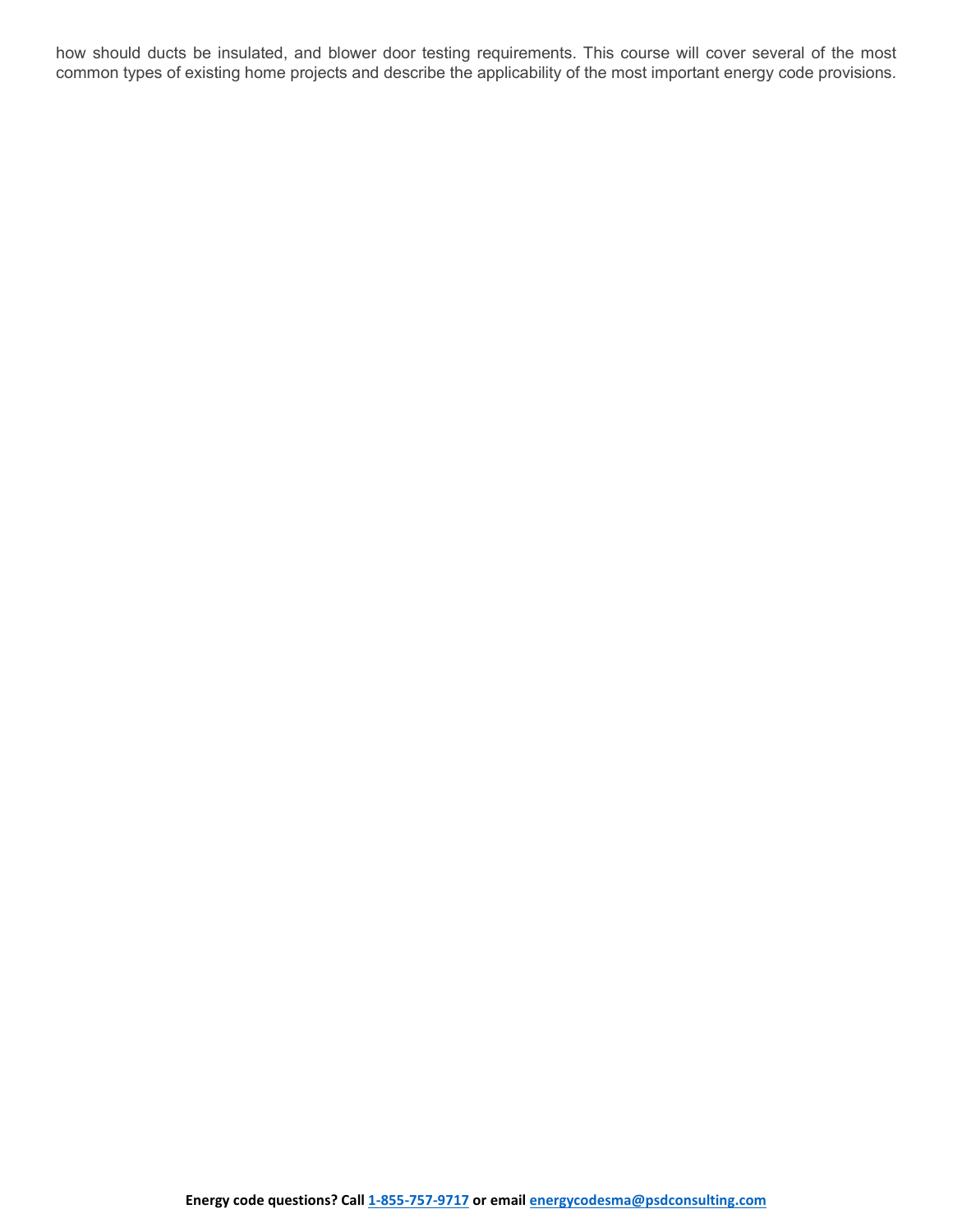how should ducts be insulated, and blower door testing requirements. This course will cover several of the most common types of existing home projects and describe the applicability of the most important energy code provisions.